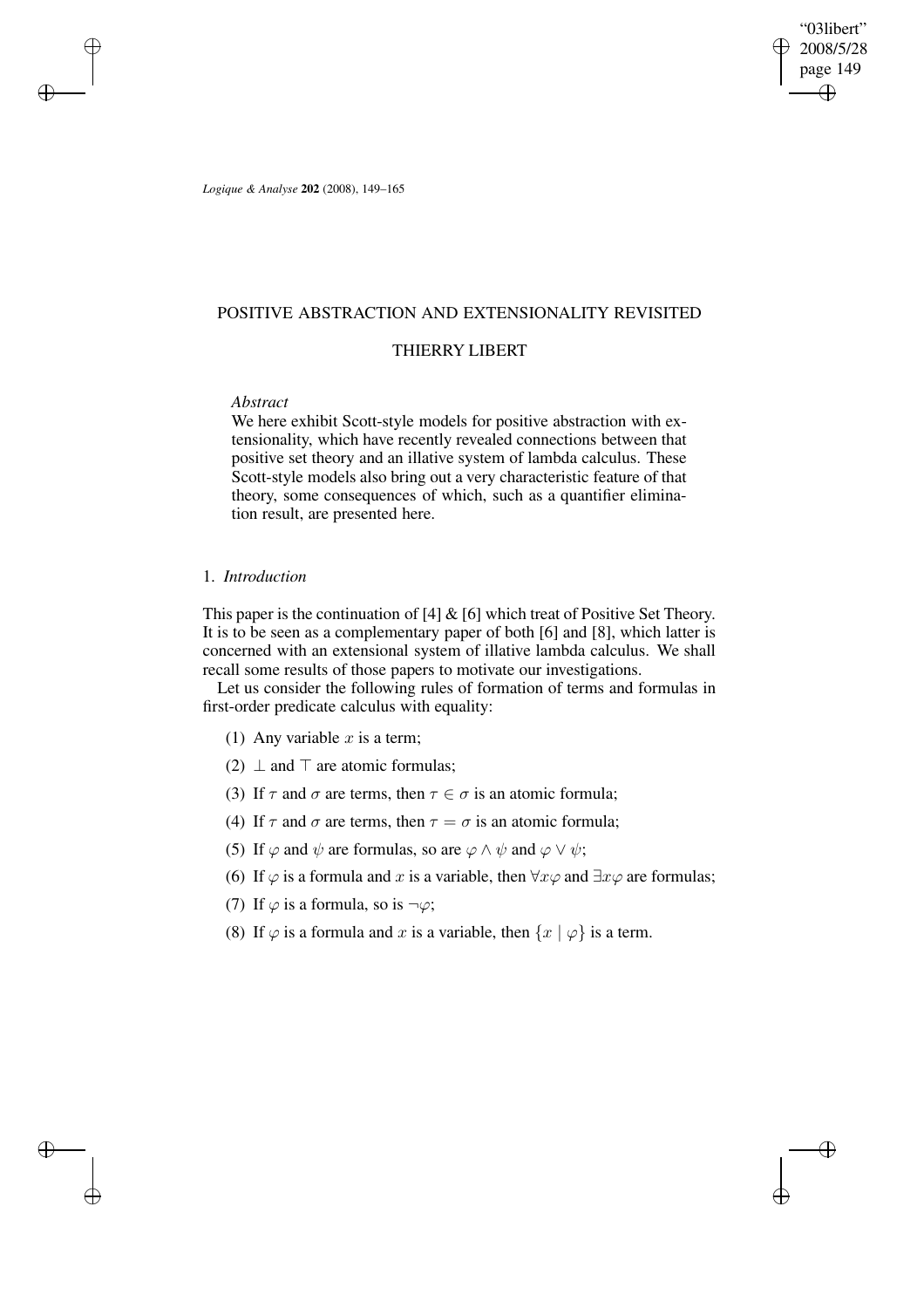*Logique & Analyse* **202** (2008), 149–165

# POSITIVE ABSTRACTION AND EXTENSIONALITY REVISITED

## THIERRY LIBERT

*Abstract*

We here exhibit Scott-style models for positive abstraction with extensionality, which have recently revealed connections between that positive set theory and an illative system of lambda calculus. These Scott-style models also bring out a very characteristic feature of that theory, some consequences of which, such as a quantifier elimination result, are presented here.

## 1. *Introduction*

This paper is the continuation of [4] & [6] which treat of Positive Set Theory. It is to be seen as a complementary paper of both [6] and [8], which latter is concerned with an extensional system of illative lambda calculus. We shall recall some results of those papers to motivate our investigations.

Let us consider the following rules of formation of terms and formulas in first-order predicate calculus with equality:

(1) Any variable $x$ is a term;

(2) $\bot$ and $\top$ are atomic formulas;

(3) If $\tau$ and $\sigma$ are terms, then $\tau \in \sigma$ is an atomic formula;

(4) If $\tau$ and $\sigma$ are terms, then $\tau = \sigma$ is an atomic formula;

(5) If $\varphi$ and $\psi$ are formulas, so are $\varphi \wedge \psi$ and $\varphi \vee \psi$;

(6) If $\varphi$ is a formula and $x$ is a variable, then $\forall x\varphi$ and $\exists x\varphi$ are formulas;

(7) If $\varphi$ is a formula, so is $\neg\varphi$;

(8) If $\varphi$ is a formula and $x$ is a variable, then $\{x \mid \varphi\}$ is a term.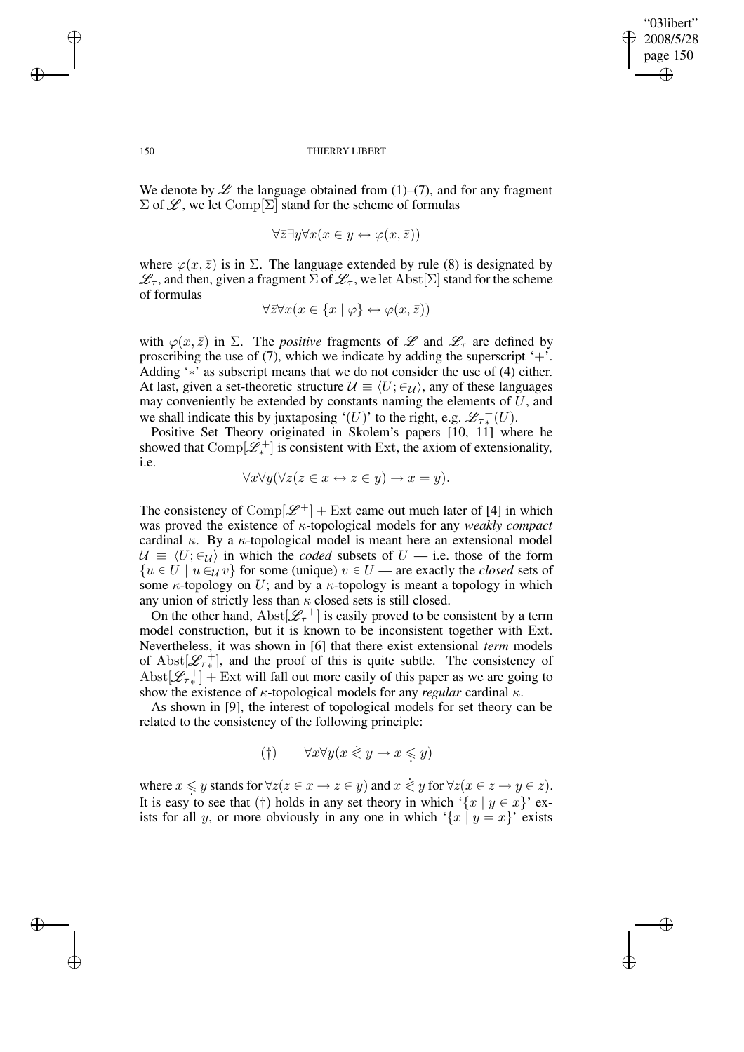We denote by $\mathscr{L}$ the language obtained from (1)–(7), and for any fragment $\Sigma$ of $\mathscr{L}$, we let $\mathrm{Comp}[\Sigma]$ stand for the scheme of formulas

$$\forall \bar{z} \exists y \forall x (x \in y \leftrightarrow \varphi(x, \bar{z}))$$

where $\varphi(x, \bar{z})$ is in $\Sigma$. The language extended by rule (8) is designated by $\mathscr{L}_\tau$, and then, given a fragment $\Sigma$ of $\mathscr{L}_\tau$, we let $\mathrm{Abst}[\Sigma]$ stand for the scheme of formulas

$$\forall \bar{z} \forall x (x \in \{x \mid \varphi\} \leftrightarrow \varphi(x, \bar{z}))$$

with $\varphi(x, \bar{z})$ in $\Sigma$. The *positive* fragments of $\mathscr{L}$ and $\mathscr{L}_\tau$ are defined by proscribing the use of (7), which we indicate by adding the superscript '$+$'. Adding '$*$' as subscript means that we do not consider the use of (4) either. At last, given a set-theoretic structure $\mathcal{U} \equiv \langle U; \in_{\mathcal{U}} \rangle$, any of these languages may conveniently be extended by constants naming the elements of $U$, and we shall indicate this by juxtaposing '$(U)$' to the right, e.g. $\mathscr{L}_{\tau *}^{+}(U)$.

Positive Set Theory originated in Skolem's papers [10, 11] where he showed that $\mathrm{Comp}[\mathscr{L}_*^+]$ is consistent with $\mathrm{Ext}$, the axiom of extensionality, i.e.

$$\forall x \forall y (\forall z (z \in x \leftrightarrow z \in y) \rightarrow x = y).$$

The consistency of $\mathrm{Comp}[\mathscr{L}^+] + \mathrm{Ext}$ came out much later of [4] in which was proved the existence of $\kappa$-topological models for any *weakly compact* cardinal $\kappa$. By a $\kappa$-topological model is meant here an extensional model $\mathcal{U} \equiv \langle U; \in_{\mathcal{U}} \rangle$ in which the *coded* subsets of $U$ — i.e. those of the form $\{u \in U \mid u \in_{\mathcal{U}} v\}$ for some (unique) $v \in U$ — are exactly the *closed* sets of some $\kappa$-topology on $U$; and by a $\kappa$-topology is meant a topology in which any union of strictly less than $\kappa$ closed sets is still closed.

On the other hand, $\mathrm{Abst}[\mathscr{L}_\tau^+]$ is easily proved to be consistent by a term model construction, but it is known to be inconsistent together with $\mathrm{Ext}$. Nevertheless, it was shown in [6] that there exist extensional *term* models of $\mathrm{Abst}[\mathscr{L}_{\tau *}^+]$, and the proof of this is quite subtle. The consistency of $\mathrm{Abst}[\mathscr{L}_{\tau *}^+] + \mathrm{Ext}$ will fall out more easily of this paper as we are going to show the existence of $\kappa$-topological models for any *regular* cardinal $\kappa$.

As shown in [9], the interest of topological models for set theory can be related to the consistency of the following principle:

$$(\dagger) \qquad \forall x \forall y (x \mathrel{\dot{\leqslant}} y \rightarrow x \mathrel{\underset{\cdot}{\leqslant}} y)$$

where $x \mathrel{\underset{\cdot}{\leqslant}} y$ stands for $\forall z (z \in x \rightarrow z \in y)$ and $x \mathrel{\dot{\leqslant}} y$ for $\forall z (x \in z \rightarrow y \in z)$. It is easy to see that $(\dagger)$ holds in any set theory in which '$\{x \mid y \in x\}$' exists for all $y$, or more obviously in any one in which '$\{x \mid y = x\}$' exists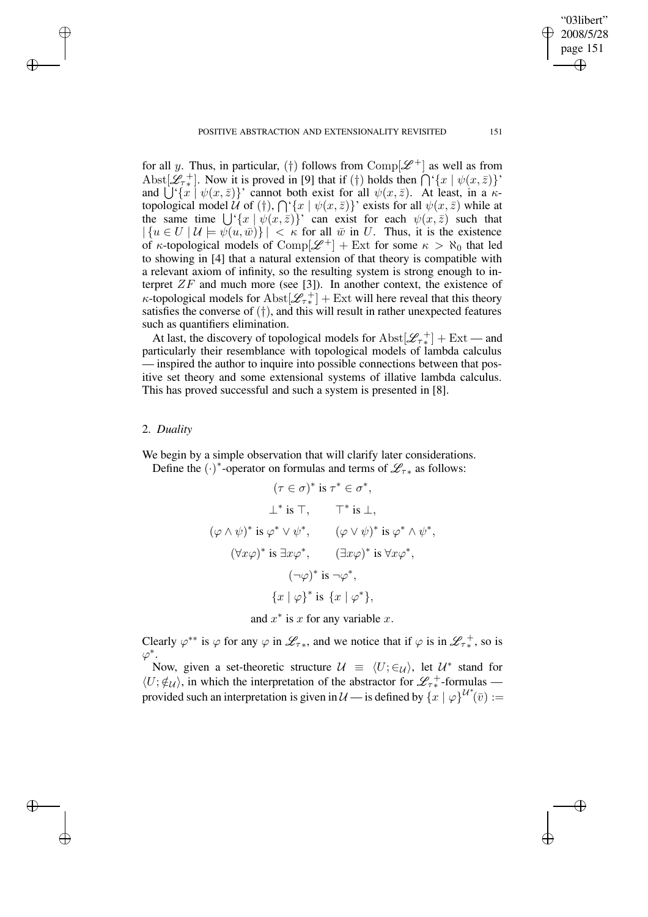for all $y$. Thus, in particular, (†) follows from $\mathrm{Comp}[\mathscr{L}^+]$ as well as from $\mathrm{Abst}[\mathscr{L}_{\tau*}^+]$. Now it is proved in [9] that if (†) holds then $\bigcap$'$\{x \mid \psi(x,\bar{z})\}$' and $\bigcup$'$\{x \mid \psi(x,\bar{z})\}$' cannot both exist for all $\psi(x,\bar{z})$. At least, in a $\kappa$-topological model $\mathcal{U}$ of (†), $\bigcap$'$\{x \mid \psi(x,\bar{z})\}$' exists for all $\psi(x,\bar{z})$ while at the same time $\bigcup$'$\{x \mid \psi(x,\bar{z})\}$' can exist for each $\psi(x,\bar{z})$ such that $|\{u \in U \mid \mathcal{U} \models \psi(u,\bar{w})\}| < \kappa$ for all $\bar{w}$ in $U$. Thus, it is the existence of $\kappa$-topological models of $\mathrm{Comp}[\mathscr{L}^+] + \mathrm{Ext}$ for some $\kappa > \aleph_0$ that led to showing in [4] that a natural extension of that theory is compatible with a relevant axiom of infinity, so the resulting system is strong enough to interpret $ZF$ and much more (see [3]). In another context, the existence of $\kappa$-topological models for $\mathrm{Abst}[\mathscr{L}_{\tau*}^+] + \mathrm{Ext}$ will here reveal that this theory satisfies the converse of (†), and this will result in rather unexpected features such as quantifiers elimination.

At last, the discovery of topological models for $\mathrm{Abst}[\mathscr{L}_{\tau*}^+] + \mathrm{Ext}$ — and particularly their resemblance with topological models of lambda calculus — inspired the author to inquire into possible connections between that positive set theory and some extensional systems of illative lambda calculus. This has proved successful and such a system is presented in [8].

## 2. *Duality*

We begin by a simple observation that will clarify later considerations.

Define the $(\cdot)^*$-operator on formulas and terms of $\mathscr{L}_{\tau*}$ as follows:

$$(\tau \in \sigma)^* \text{ is } \tau^* \in \sigma^*,$$

$$\bot^* \text{ is } \top, \qquad \top^* \text{ is } \bot,$$

$$(\varphi \wedge \psi)^* \text{ is } \varphi^* \vee \psi^*, \qquad (\varphi \vee \psi)^* \text{ is } \varphi^* \wedge \psi^*,$$

$$(\forall x \varphi)^* \text{ is } \exists x \varphi^*, \qquad (\exists x \varphi)^* \text{ is } \forall x \varphi^*,$$

$$(\neg \varphi)^* \text{ is } \neg \varphi^*,$$

$$\{x \mid \varphi\}^* \text{ is } \{x \mid \varphi^*\},$$

$$\text{and } x^* \text{ is } x \text{ for any variable } x.$$

Clearly $\varphi^{**}$ is $\varphi$ for any $\varphi$ in $\mathscr{L}_{\tau*}$, and we notice that if $\varphi$ is in $\mathscr{L}_{\tau*}^+$, so is $\varphi^*$.

Now, given a set-theoretic structure $\mathcal{U} \equiv \langle U; \in_{\mathcal{U}} \rangle$, let $\mathcal{U}^*$ stand for $\langle U; \notin_{\mathcal{U}} \rangle$, in which the interpretation of the abstractor for $\mathscr{L}_{\tau*}^+$-formulas — provided such an interpretation is given in $\mathcal{U}$ — is defined by $\{x \mid \varphi\}^{\mathcal{U}^*}(\bar{v}) :=$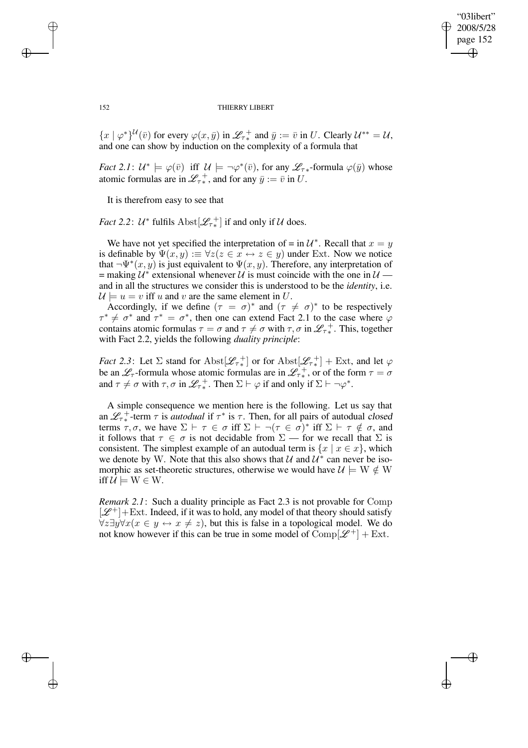$\{x \mid \varphi^*\}^{\mathcal{U}}(\bar{v})$ for every $\varphi(x, \bar{y})$ in $\mathscr{L}_{\tau_*}^+$ and $\bar{y} := \bar{v}$ in $U$. Clearly $\mathcal{U}^{**} = \mathcal{U}$, and one can show by induction on the complexity of a formula that

*Fact 2.1*: $\mathcal{U}^* \models \varphi(\bar{v})$ iff $\mathcal{U} \models \neg\varphi^*(\bar{v})$, for any $\mathscr{L}_{\tau*}$-formula $\varphi(\bar{y})$ whose atomic formulas are in $\mathscr{L}_{\tau_*}^+$, and for any $\bar{y} := \bar{v}$ in $U$.

It is therefrom easy to see that

*Fact 2.2*: $\mathcal{U}^*$ fulfils $\mathrm{Abst}[\mathscr{L}_{\tau_*}^+]$ if and only if $\mathcal{U}$ does.

We have not yet specified the interpretation of = in $\mathcal{U}^*$. Recall that $x = y$ is definable by $\Psi(x, y) :\equiv \forall z(z \in x \leftrightarrow z \in y)$ under Ext. Now we notice that $\neg\Psi^*(x, y)$ is just equivalent to $\Psi(x, y)$. Therefore, any interpretation of = making $\mathcal{U}^*$ extensional whenever $\mathcal{U}$ is must coincide with the one in $\mathcal{U}$ — and in all the structures we consider this is understood to be the *identity*, i.e. $\mathcal{U} \models u = v$ iff $u$ and $v$ are the same element in $U$.

Accordingly, if we define $(\tau = \sigma)^*$ and $(\tau \neq \sigma)^*$ to be respectively $\tau^* \neq \sigma^*$ and $\tau^* = \sigma^*$, then one can extend Fact 2.1 to the case where $\varphi$ contains atomic formulas $\tau = \sigma$ and $\tau \neq \sigma$ with $\tau, \sigma$ in $\mathscr{L}_{\tau_*}^+$. This, together with Fact 2.2, yields the following *duality principle*:

*Fact 2.3*: Let $\Sigma$ stand for $\mathrm{Abst}[\mathscr{L}_{\tau_*}^+]$ or for $\mathrm{Abst}[\mathscr{L}_{\tau_*}^+] + \mathrm{Ext}$, and let $\varphi$ be an $\mathscr{L}_\tau$-formula whose atomic formulas are in $\mathscr{L}_{\tau_*}^+$, or of the form $\tau = \sigma$ and $\tau \neq \sigma$ with $\tau, \sigma$ in $\mathscr{L}_{\tau_*}^+$. Then $\Sigma \vdash \varphi$ if and only if $\Sigma \vdash \neg\varphi^*$.

A simple consequence we mention here is the following. Let us say that an $\mathscr{L}_{\tau_*}^+$-term $\tau$ is *autodual* if $\tau^*$ is $\tau$. Then, for all pairs of autodual closed terms $\tau, \sigma$, we have $\Sigma \vdash \tau \in \sigma$ iff $\Sigma \vdash \neg(\tau \in \sigma)^*$ iff $\Sigma \vdash \tau \notin \sigma$, and it follows that $\tau \in \sigma$ is not decidable from $\Sigma$ — for we recall that $\Sigma$ is consistent. The simplest example of an autodual term is $\{x \mid x \in x\}$, which we denote by W. Note that this also shows that $\mathcal{U}$ and $\mathcal{U}^*$ can never be isomorphic as set-theoretic structures, otherwise we would have $\mathcal{U} \models \mathrm{W} \notin \mathrm{W}$ iff $\mathcal{U} \models \mathrm{W} \in \mathrm{W}$.

*Remark 2.1*: Such a duality principle as Fact 2.3 is not provable for $\mathrm{Comp}[\mathscr{L}^+] + \mathrm{Ext}$. Indeed, if it was to hold, any model of that theory should satisfy $\forall z \exists y \forall x(x \in y \leftrightarrow x \neq z)$, but this is false in a topological model. We do not know however if this can be true in some model of $\mathrm{Comp}[\mathscr{L}^+] + \mathrm{Ext}$.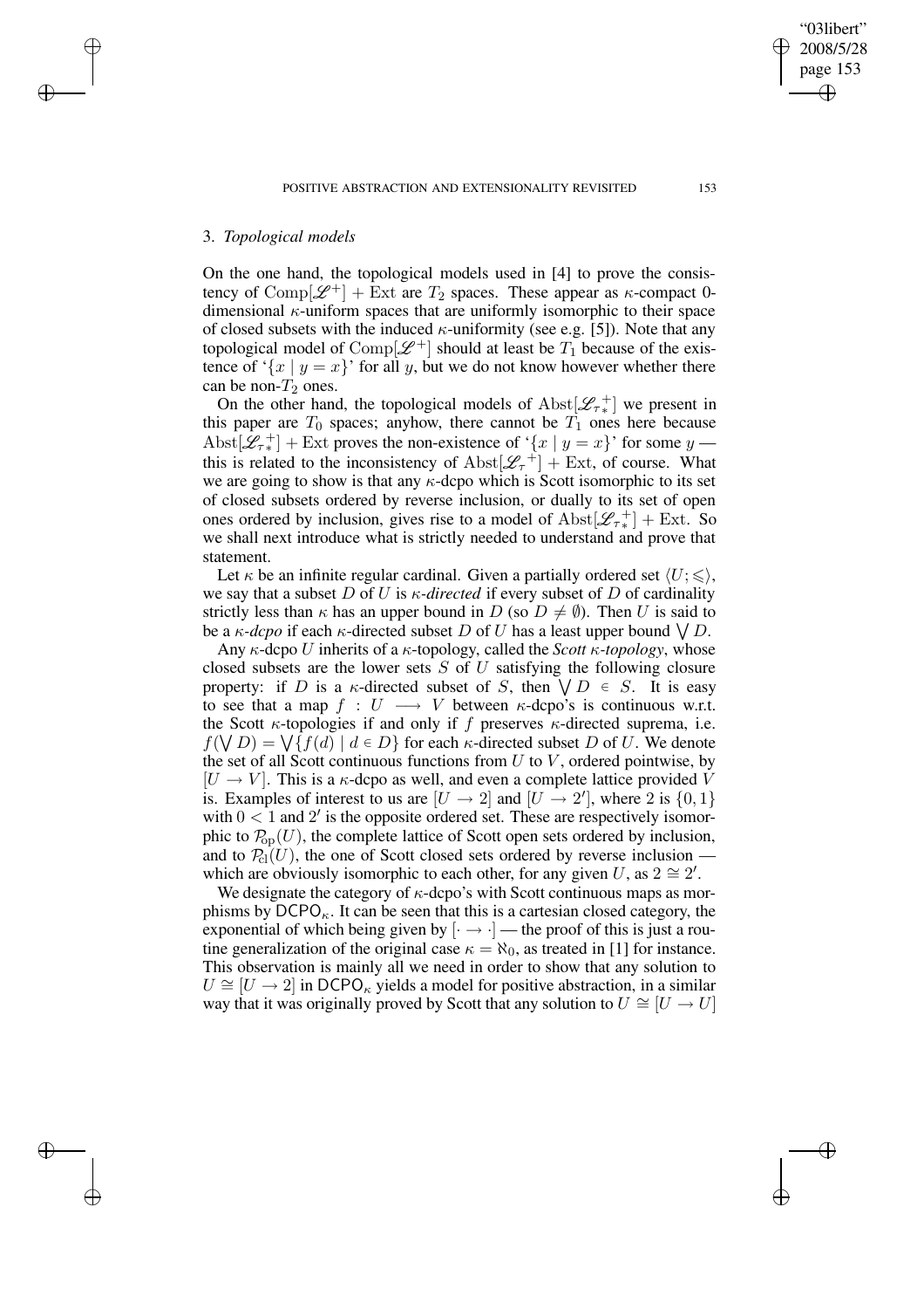## 3. *Topological models*

On the one hand, the topological models used in [4] to prove the consistency of $\mathrm{Comp}[\mathscr{L}^+] + \mathrm{Ext}$ are $T_2$ spaces. These appear as $\kappa$-compact 0-dimensional $\kappa$-uniform spaces that are uniformly isomorphic to their space of closed subsets with the induced $\kappa$-uniformity (see e.g. [5]). Note that any topological model of $\mathrm{Comp}[\mathscr{L}^+]$ should at least be $T_1$ because of the existence of '$\{x \mid y = x\}$' for all $y$, but we do not know however whether there can be non-$T_2$ ones.

On the other hand, the topological models of $\mathrm{Abst}[\mathscr{L}_{\tau_*}^{\;+}]$ we present in this paper are $T_0$ spaces; anyhow, there cannot be $T_1$ ones here because $\mathrm{Abst}[\mathscr{L}_{\tau_*}^{\;+}] + \mathrm{Ext}$ proves the non-existence of '$\{x \mid y = x\}$' for some $y$ — this is related to the inconsistency of $\mathrm{Abst}[\mathscr{L}_{\tau}^{\;+}] + \mathrm{Ext}$, of course. What we are going to show is that any $\kappa$-dcpo which is Scott isomorphic to its set of closed subsets ordered by reverse inclusion, or dually to its set of open ones ordered by inclusion, gives rise to a model of $\mathrm{Abst}[\mathscr{L}_{\tau_*}^{\;+}] + \mathrm{Ext}$. So we shall next introduce what is strictly needed to understand and prove that statement.

Let $\kappa$ be an infinite regular cardinal. Given a partially ordered set $\langle U; \leqslant \rangle$, we say that a subset $D$ of $U$ is *$\kappa$-directed* if every subset of $D$ of cardinality strictly less than $\kappa$ has an upper bound in $D$ (so $D \neq \emptyset$). Then $U$ is said to be a *$\kappa$-dcpo* if each $\kappa$-directed subset $D$ of $U$ has a least upper bound $\bigvee D$.

Any $\kappa$-dcpo $U$ inherits of a $\kappa$-topology, called the *Scott $\kappa$-topology*, whose closed subsets are the lower sets $S$ of $U$ satisfying the following closure property: if $D$ is a $\kappa$-directed subset of $S$, then $\bigvee D \in S$. It is easy to see that a map $f : U \longrightarrow V$ between $\kappa$-dcpo's is continuous w.r.t. the Scott $\kappa$-topologies if and only if $f$ preserves $\kappa$-directed suprema, i.e. $f(\bigvee D) = \bigvee\{f(d) \mid d \in D\}$ for each $\kappa$-directed subset $D$ of $U$. We denote the set of all Scott continuous functions from $U$ to $V$, ordered pointwise, by $[U \to V]$. This is a $\kappa$-dcpo as well, and even a complete lattice provided $V$ is. Examples of interest to us are $[U \to 2]$ and $[U \to 2']$, where 2 is $\{0, 1\}$ with $0 < 1$ and $2'$ is the opposite ordered set. These are respectively isomorphic to $\mathcal{P}_{\mathrm{op}}(U)$, the complete lattice of Scott open sets ordered by inclusion, and to $\mathcal{P}_{\mathrm{cl}}(U)$, the one of Scott closed sets ordered by reverse inclusion — which are obviously isomorphic to each other, for any given $U$, as $2 \cong 2'$.

We designate the category of $\kappa$-dcpo's with Scott continuous maps as morphisms by $\mathsf{DCPO}_\kappa$. It can be seen that this is a cartesian closed category, the exponential of which being given by $[\cdot \to \cdot]$ — the proof of this is just a routine generalization of the original case $\kappa = \aleph_0$, as treated in [1] for instance. This observation is mainly all we need in order to show that any solution to $U \cong [U \to 2]$ in $\mathsf{DCPO}_\kappa$ yields a model for positive abstraction, in a similar way that it was originally proved by Scott that any solution to $U \cong [U \to U]$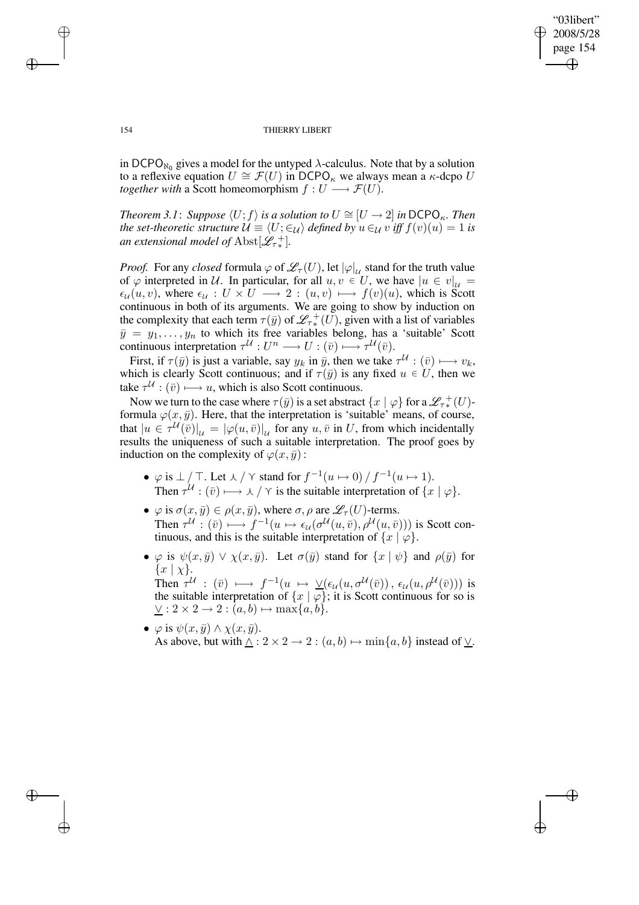in $\mathsf{DCPO}_{\aleph_0}$ gives a model for the untyped $\lambda$-calculus. Note that by a solution to a reflexive equation $U \cong \mathcal{F}(U)$ in $\mathsf{DCPO}_\kappa$ we always mean a $\kappa$-dcpo $U$ *together with* a Scott homeomorphism $f : U \longrightarrow \mathcal{F}(U)$.

*Theorem 3.1*: *Suppose $\langle U; f\rangle$ is a solution to $U \cong [U \rightarrow 2]$ in $\mathsf{DCPO}_\kappa$. Then the set-theoretic structure $\mathcal{U} \equiv \langle U; \in_{\mathcal{U}}\rangle$ defined by $u \in_{\mathcal{U}} v$ iff $f(v)(u) = 1$ is an extensional model of* $\mathrm{Abst}[\mathscr{L}^+_{\tau *}]$.

*Proof.* For any *closed* formula $\varphi$ of $\mathscr{L}_\tau(U)$, let $|\varphi|_{\mathcal{U}}$ stand for the truth value of $\varphi$ interpreted in $\mathcal{U}$. In particular, for all $u, v \in U$, we have $|u \in v|_{\mathcal{U}} = \epsilon_{\mathcal{U}}(u, v)$, where $\epsilon_{\mathcal{U}} : U \times U \longrightarrow 2 : (u, v) \longmapsto f(v)(u)$, which is Scott continuous in both of its arguments. We are going to show by induction on the complexity that each term $\tau(\bar{y})$ of $\mathscr{L}^+_{\tau *}(U)$, given with a list of variables $\bar{y} = y_1, \ldots, y_n$ to which its free variables belong, has a 'suitable' Scott continuous interpretation $\tau^{\mathcal{U}} : U^n \longrightarrow U : (\bar{v}) \longmapsto \tau^{\mathcal{U}}(\bar{v})$.

First, if $\tau(\bar{y})$ is just a variable, say $y_k$ in $\bar{y}$, then we take $\tau^{\mathcal{U}} : (\bar{v}) \longmapsto v_k$, which is clearly Scott continuous; and if $\tau(\bar{y})$ is any fixed $u \in U$, then we take $\tau^{\mathcal{U}} : (\bar{v}) \longmapsto u$, which is also Scott continuous.

Now we turn to the case where $\tau(\bar{y})$ is a set abstract $\{x \mid \varphi\}$ for a $\mathscr{L}^+_{\tau *}(U)$-formula $\varphi(x, \bar{y})$. Here, that the interpretation is 'suitable' means, of course, that $|u \in \tau^{\mathcal{U}}(\bar{v})|_{\mathcal{U}} = |\varphi(u, \bar{v})|_{\mathcal{U}}$ for any $u, \bar{v}$ in $U$, from which incidentally results the uniqueness of such a suitable interpretation. The proof goes by induction on the complexity of $\varphi(x, \bar{y})$ :

- $\varphi$ is $\bot$ / $\top$. Let $\curlywedge$ / $\curlyvee$ stand for $f^{-1}(u \mapsto 0)$ / $f^{-1}(u \mapsto 1)$. Then $\tau^{\mathcal{U}} : (\bar{v}) \longmapsto \curlywedge$ / $\curlyvee$ is the suitable interpretation of $\{x \mid \varphi\}$.
- $\varphi$ is $\sigma(x, \bar{y}) \in \rho(x, \bar{y})$, where $\sigma, \rho$ are $\mathscr{L}_\tau(U)$-terms. Then $\tau^{\mathcal{U}} : (\bar{v}) \longmapsto f^{-1}(u \mapsto \epsilon_{\mathcal{U}}(\sigma^{\mathcal{U}}(u, \bar{v}), \rho^{\mathcal{U}}(u, \bar{v})))$ is Scott continuous, and this is the suitable interpretation of $\{x \mid \varphi\}$.
- $\varphi$ is $\psi(x, \bar{y}) \vee \chi(x, \bar{y})$. Let $\sigma(\bar{y})$ stand for $\{x \mid \psi\}$ and $\rho(\bar{y})$ for $\{x \mid \chi\}$. Then $\tau^{\mathcal{U}} : (\bar{v}) \longmapsto f^{-1}(u \mapsto \underline{\vee}(\epsilon_{\mathcal{U}}(u, \sigma^{\mathcal{U}}(\bar{v})), \epsilon_{\mathcal{U}}(u, \rho^{\mathcal{U}}(\bar{v})))$ is the suitable interpretation of $\{x \mid \varphi\}$; it is Scott continuous for so is $\underline{\vee} : 2 \times 2 \rightarrow 2 : (a, b) \mapsto \max\{a, b\}$.
- $\varphi$ is $\psi(x, \bar{y}) \wedge \chi(x, \bar{y})$. As above, but with $\underline{\wedge} : 2 \times 2 \rightarrow 2 : (a, b) \mapsto \min\{a, b\}$ instead of $\underline{\vee}$.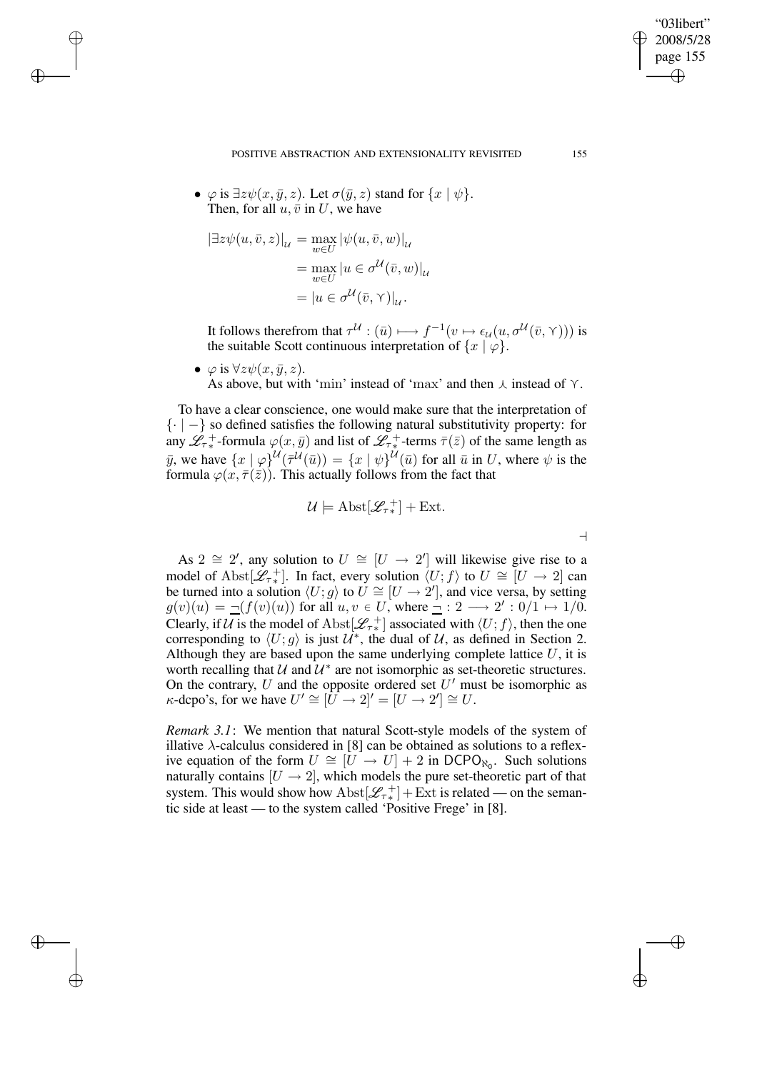- $\varphi$ is $\exists z \psi(x, \bar{y}, z)$. Let $\sigma(\bar{y}, z)$ stand for $\{x \mid \psi\}$.
  Then, for all $u, \bar{v}$ in $U$, we have

$$
\begin{aligned}
|\exists z \psi(u, \bar{v}, z)|_{\mathcal{U}} &= \max_{w \in U} |\psi(u, \bar{v}, w)|_{\mathcal{U}} \\
&= \max_{w \in U} |u \in \sigma^{\mathcal{U}}(\bar{v}, w)|_{\mathcal{U}} \\
&= |u \in \sigma^{\mathcal{U}}(\bar{v}, \curlyvee)|_{\mathcal{U}}.
\end{aligned}
$$

  It follows therefrom that $\tau^{\mathcal{U}} : (\bar{u}) \longmapsto f^{-1}(v \mapsto \epsilon_{\mathcal{U}}(u, \sigma^{\mathcal{U}}(\bar{v}, \curlyvee)))$ is the suitable Scott continuous interpretation of $\{x \mid \varphi\}$.

- $\varphi$ is $\forall z \psi(x, \bar{y}, z)$.
  As above, but with 'min' instead of 'max' and then $\curlywedge$ instead of $\curlyvee$.

To have a clear conscience, one would make sure that the interpretation of $\{\cdot \mid -\}$ so defined satisfies the following natural substitutivity property: for any $\mathscr{L}^+_{\tau_*}$-formula $\varphi(x, \bar{y})$ and list of $\mathscr{L}^+_{\tau_*}$-terms $\bar{\tau}(\bar{z})$ of the same length as $\bar{y}$, we have $\{x \mid \varphi\}^{\mathcal{U}}(\bar{\tau}^{\mathcal{U}}(\bar{u})) = \{x \mid \psi\}^{\mathcal{U}}(\bar{u})$ for all $\bar{u}$ in $U$, where $\psi$ is the formula $\varphi(x, \bar{\tau}(\bar{z}))$. This actually follows from the fact that

$$
\mathcal{U} \models \mathrm{Abst}[\mathscr{L}^+_{\tau_*}] + \mathrm{Ext}.
$$

$\dashv$

As $2 \cong 2'$, any solution to $U \cong [U \to 2']$ will likewise give rise to a model of $\mathrm{Abst}[\mathscr{L}^+_{\tau_*}]$. In fact, every solution $\langle U; f \rangle$ to $U \cong [U \to 2]$ can be turned into a solution $\langle U; g \rangle$ to $U \cong [U \to 2']$, and vice versa, by setting $g(v)(u) = \underline{\neg}(f(v)(u))$ for all $u, v \in U$, where $\underline{\neg} : 2 \longrightarrow 2' : 0/1 \mapsto 1/0$. Clearly, if $\mathcal{U}$ is the model of $\mathrm{Abst}[\mathscr{L}^+_{\tau_*}]$ associated with $\langle U; f \rangle$, then the one corresponding to $\langle U; g \rangle$ is just $\mathcal{U}^*$, the dual of $\mathcal{U}$, as defined in Section 2. Although they are based upon the same underlying complete lattice $U$, it is worth recalling that $\mathcal{U}$ and $\mathcal{U}^*$ are not isomorphic as set-theoretic structures. On the contrary, $U$ and the opposite ordered set $U'$ must be isomorphic as $\kappa$-dcpo's, for we have $U' \cong [U \to 2]' = [U \to 2'] \cong U$.

*Remark 3.1*: We mention that natural Scott-style models of the system of illative $\lambda$-calculus considered in [8] can be obtained as solutions to a reflexive equation of the form $U \cong [U \to U] + 2$ in $\mathsf{DCPO}_{\aleph_0}$. Such solutions naturally contains $[U \to 2]$, which models the pure set-theoretic part of that system. This would show how $\mathrm{Abst}[\mathscr{L}^+_{\tau_*}] + \mathrm{Ext}$ is related — on the semantic side at least — to the system called 'Positive Frege' in [8].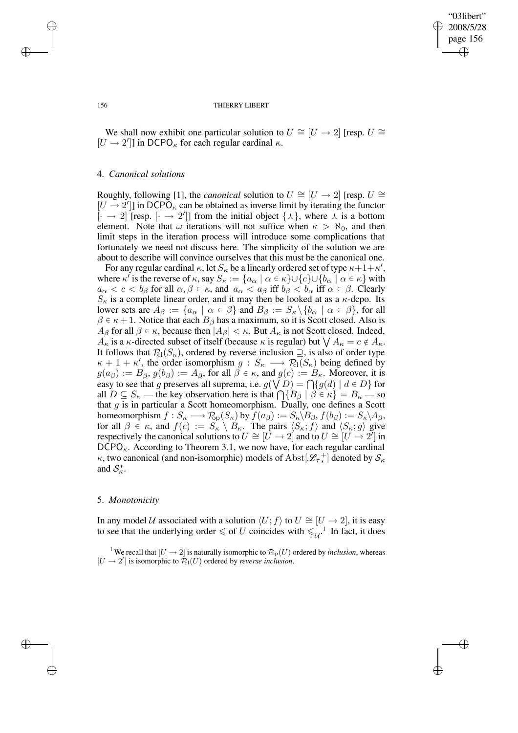We shall now exhibit one particular solution to $U \cong [U \to 2]$ [resp. $U \cong [U \to 2']$] in $\mathsf{DCPO}_\kappa$ for each regular cardinal $\kappa$.

## 4. *Canonical solutions*

Roughly, following [1], the *canonical* solution to $U \cong [U \to 2]$ [resp. $U \cong [U \to 2']$] in $\mathsf{DCPO}_\kappa$ can be obtained as inverse limit by iterating the functor $[\cdot \to 2]$ [resp. $[\cdot \to 2']$] from the initial object $\{\curlywedge\}$, where $\curlywedge$ is a bottom element. Note that $\omega$ iterations will not suffice when $\kappa > \aleph_0$, and then limit steps in the iteration process will introduce some complications that fortunately we need not discuss here. The simplicity of the solution we are about to describe will convince ourselves that this must be the canonical one.

For any regular cardinal $\kappa$, let $S_\kappa$ be a linearly ordered set of type $\kappa + 1 + \kappa'$, where $\kappa'$ is the reverse of $\kappa$, say $S_\kappa := \{a_\alpha \mid \alpha \in \kappa\} \cup \{c\} \cup \{b_\alpha \mid \alpha \in \kappa\}$ with $a_\alpha < c < b_\beta$ for all $\alpha, \beta \in \kappa$, and $a_\alpha < a_\beta$ iff $b_\beta < b_\alpha$ iff $\alpha \in \beta$. Clearly $S_\kappa$ is a complete linear order, and it may then be looked at as a $\kappa$-dcpo. Its lower sets are $A_\beta := \{a_\alpha \mid \alpha \in \beta\}$ and $B_\beta := S_\kappa \setminus \{b_\alpha \mid \alpha \in \beta\}$, for all $\beta \in \kappa + 1$. Notice that each $B_\beta$ has a maximum, so it is Scott closed. Also is $A_\beta$ for all $\beta \in \kappa$, because then $|A_\beta| < \kappa$. But $A_\kappa$ is not Scott closed. Indeed, $A_\kappa$ is a $\kappa$-directed subset of itself (because $\kappa$ is regular) but $\bigvee A_\kappa = c \notin A_\kappa$. It follows that $\mathcal{P}_{\mathrm{cl}}(S_\kappa)$, ordered by reverse inclusion $\supseteq$, is also of order type $\kappa + 1 + \kappa'$, the order isomorphism $g : S_\kappa \longrightarrow \mathcal{P}_{\mathrm{cl}}(S_\kappa)$ being defined by $g(a_\beta) := B_\beta$, $g(b_\beta) := A_\beta$, for all $\beta \in \kappa$, and $g(c) := B_\kappa$. Moreover, it is easy to see that $g$ preserves all suprema, i.e. $g(\bigvee D) = \bigcap\{g(d) \mid d \in D\}$ for all $D \subseteq S_\kappa$ — the key observation here is that $\bigcap\{B_\beta \mid \beta \in \kappa\} = B_\kappa$ — so that $g$ is in particular a Scott homeomorphism. Dually, one defines a Scott homeomorphism $f : S_\kappa \longrightarrow \mathcal{P}_{\mathrm{op}}(S_\kappa)$ by $f(a_\beta) := S_\kappa \setminus B_\beta$, $f(b_\beta) := S_\kappa \setminus A_\beta$, for all $\beta \in \kappa$, and $f(c) := S_\kappa \setminus B_\kappa$. The pairs $\langle S_\kappa; f\rangle$ and $\langle S_\kappa; g\rangle$ give respectively the canonical solutions to $U \cong [U \to 2]$ and to $U \cong [U \to 2']$ in $\mathsf{DCPO}_\kappa$. According to Theorem 3.1, we now have, for each regular cardinal $\kappa$, two canonical (and non-isomorphic) models of $\mathrm{Abst}[\mathscr{L}_{\tau^*}^{+}]$ denoted by $\mathcal{S}_\kappa$ and $\mathcal{S}_\kappa^*$.

## 5. *Monotonicity*

In any model $\mathcal{U}$ associated with a solution $\langle U; f\rangle$ to $U \cong [U \to 2]$, it is easy to see that the underlying order $\leqslant$ of $U$ coincides with $\leqslant_{\mathcal{U}}$.[1] In fact, it does

[1] We recall that $[U \to 2]$ is naturally isomorphic to $\mathcal{P}_{\mathrm{op}}(U)$ ordered by *inclusion*, whereas $[U \to 2']$ is isomorphic to $\mathcal{P}_{\mathrm{cl}}(U)$ ordered by *reverse inclusion*.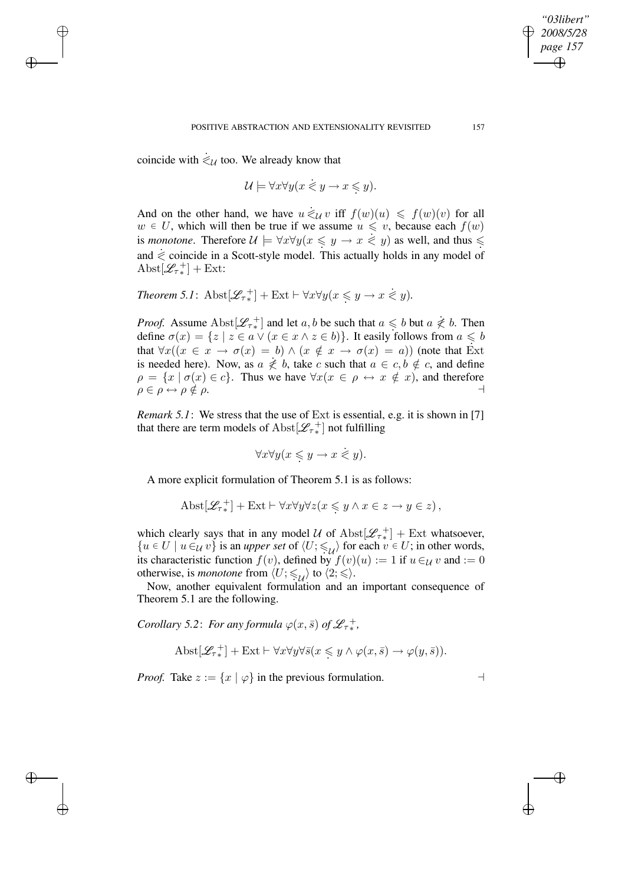coincide with $\dot{\leqslant}_{\mathcal{U}}$ too. We already know that

$$\mathcal{U} \models \forall x \forall y (x \dot{\leqslant} y \rightarrow x \underset{\cdot}{\leqslant} y).$$

And on the other hand, we have $u \dot{\leqslant}_{\mathcal{U}} v$ iff $f(w)(u) \leqslant f(w)(v)$ for all $w \in U$, which will then be true if we assume $u \leqslant v$, because each $f(w)$ is *monotone*. Therefore $\mathcal{U} \models \forall x \forall y (x \underset{\cdot}{\leqslant} y \rightarrow x \dot{\leqslant} y)$ as well, and thus $\underset{\cdot}{\leqslant}$ and $\dot{\leqslant}$ coincide in a Scott-style model. This actually holds in any model of $\mathrm{Abst}[\mathscr{L}_{\tau*}^{+}] + \mathrm{Ext}$:

*Theorem 5.1*: $\mathrm{Abst}[\mathscr{L}_{\tau*}^{+}] + \mathrm{Ext} \vdash \forall x \forall y (x \underset{\cdot}{\leqslant} y \rightarrow x \dot{\leqslant} y)$.

*Proof.* Assume $\mathrm{Abst}[\mathscr{L}_{\tau*}^{+}]$ and let $a, b$ be such that $a \underset{\cdot}{\leqslant} b$ but $a \dot{\not\leqslant} b$. Then define $\sigma(x) = \{z \mid z \in a \vee (x \in x \wedge z \in b)\}$. It easily follows from $a \underset{\cdot}{\leqslant} b$ that $\forall x ((x \in x \rightarrow \sigma(x) = b) \wedge (x \notin x \rightarrow \sigma(x) = a))$ (note that Ext is needed here). Now, as $a \dot{\not\leqslant} b$, take $c$ such that $a \in c, b \notin c$, and define $\rho = \{x \mid \sigma(x) \in c\}$. Thus we have $\forall x (x \in \rho \leftrightarrow x \notin x)$, and therefore $\rho \in \rho \leftrightarrow \rho \notin \rho$. ⊣

*Remark 5.1*: We stress that the use of Ext is essential, e.g. it is shown in [7] that there are term models of $\mathrm{Abst}[\mathscr{L}_{\tau*}^{+}]$ not fulfilling

$$\forall x \forall y (x \underset{\cdot}{\leqslant} y \rightarrow x \dot{\leqslant} y).$$

A more explicit formulation of Theorem 5.1 is as follows:

$$\mathrm{Abst}[\mathscr{L}_{\tau*}^{+}] + \mathrm{Ext} \vdash \forall x \forall y \forall z (x \underset{\cdot}{\leqslant} y \wedge x \in z \rightarrow y \in z),$$

which clearly says that in any model $\mathcal{U}$ of $\mathrm{Abst}[\mathscr{L}_{\tau*}^{+}] + \mathrm{Ext}$ whatsoever, $\{u \in U \mid u \in_{\mathcal{U}} v\}$ is an *upper set* of $\langle U; \underset{\cdot}{\leqslant}_{\mathcal{U}} \rangle$ for each $v \in U$; in other words, its characteristic function $f(v)$, defined by $f(v)(u) := 1$ if $u \in_{\mathcal{U}} v$ and $:= 0$ otherwise, is *monotone* from $\langle U; \underset{\cdot}{\leqslant}_{\mathcal{U}} \rangle$ to $\langle 2; \leqslant \rangle$.

Now, another equivalent formulation and an important consequence of Theorem 5.1 are the following.

*Corollary 5.2*: *For any formula $\varphi(x, \bar{s})$ of $\mathscr{L}_{\tau*}^{+}$,*

$$\mathrm{Abst}[\mathscr{L}_{\tau*}^{+}] + \mathrm{Ext} \vdash \forall x \forall y \forall \bar{s} (x \underset{\cdot}{\leqslant} y \wedge \varphi(x, \bar{s}) \rightarrow \varphi(y, \bar{s})).$$

*Proof.* Take $z := \{x \mid \varphi\}$ in the previous formulation. ⊣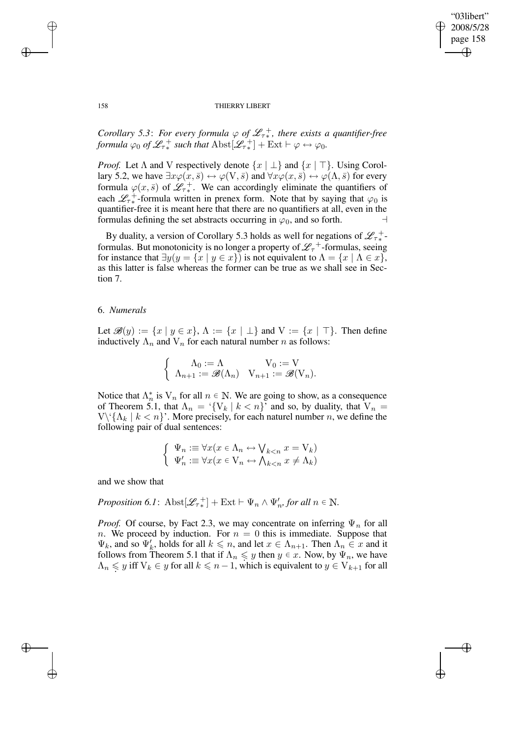*Corollary 5.3*: *For every formula $\varphi$ of $\mathscr{L}_{\tau*}^+$, there exists a quantifier-free formula $\varphi_0$ of $\mathscr{L}_{\tau*}^+$ such that* $\mathrm{Abst}[\mathscr{L}_{\tau*}^+] + \mathrm{Ext} \vdash \varphi \leftrightarrow \varphi_0$.

*Proof.* Let $\Lambda$ and V respectively denote $\{x \mid \bot\}$ and $\{x \mid \top\}$. Using Corollary 5.2, we have $\exists x \varphi(x, \bar{s}) \leftrightarrow \varphi(\mathrm{V}, \bar{s})$ and $\forall x \varphi(x, \bar{s}) \leftrightarrow \varphi(\Lambda, \bar{s})$ for every formula $\varphi(x, \bar{s})$ of $\mathscr{L}_{\tau*}^+$. We can accordingly eliminate the quantifiers of each $\mathscr{L}_{\tau*}^+$-formula written in prenex form. Note that by saying that $\varphi_0$ is quantifier-free it is meant here that there are no quantifiers at all, even in the formulas defining the set abstracts occurring in $\varphi_0$, and so forth. $\dashv$

By duality, a version of Corollary 5.3 holds as well for negations of $\mathscr{L}_{\tau*}^+$-formulas. But monotonicity is no longer a property of $\mathscr{L}_\tau{}^+$-formulas, seeing for instance that $\exists y(y = \{x \mid y \in x\})$ is not equivalent to $\Lambda = \{x \mid \Lambda \in x\}$, as this latter is false whereas the former can be true as we shall see in Section 7.

## 6. *Numerals*

Let $\mathscr{B}(y) := \{x \mid y \in x\}$, $\Lambda := \{x \mid \bot\}$ and $\mathrm{V} := \{x \mid \top\}$. Then define inductively $\Lambda_n$ and $\mathrm{V}_n$ for each natural number $n$ as follows:

$$\begin{cases} \Lambda_0 := \Lambda & \mathrm{V}_0 := \mathrm{V} \\ \Lambda_{n+1} := \mathscr{B}(\Lambda_n) & \mathrm{V}_{n+1} := \mathscr{B}(\mathrm{V}_n). \end{cases}$$

Notice that $\Lambda_n^*$ is $\mathrm{V}_n$ for all $n \in \mathbb{N}$. We are going to show, as a consequence of Theorem 5.1, that $\Lambda_n =$ '$\{\mathrm{V}_k \mid k < n\}$' and so, by duality, that $\mathrm{V}_n = \mathrm{V} \backslash$'$\{\Lambda_k \mid k < n\}$'. More precisely, for each naturel number $n$, we define the following pair of dual sentences:

$$\begin{cases} \Psi_n :\equiv \forall x(x \in \Lambda_n \leftrightarrow \bigvee_{k<n} x = \mathrm{V}_k) \\ \Psi'_n :\equiv \forall x(x \in \mathrm{V}_n \leftrightarrow \bigwedge_{k<n} x \neq \Lambda_k) \end{cases}$$

and we show that

*Proposition 6.1*: $\mathrm{Abst}[\mathscr{L}_{\tau*}^+] + \mathrm{Ext} \vdash \Psi_n \wedge \Psi'_n$, *for all* $n \in \mathbb{N}$.

*Proof.* Of course, by Fact 2.3, we may concentrate on inferring $\Psi_n$ for all $n$. We proceed by induction. For $n = 0$ this is immediate. Suppose that $\Psi_k$, and so $\Psi'_k$, holds for all $k \leqslant n$, and let $x \in \Lambda_{n+1}$. Then $\Lambda_n \in x$ and it follows from Theorem 5.1 that if $\Lambda_n \mathrel{\dot{\leqslant}} y$ then $y \in x$. Now, by $\Psi_n$, we have $\Lambda_n \mathrel{\dot{\leqslant}} y$ iff $\mathrm{V}_k \in y$ for all $k \leqslant n-1$, which is equivalent to $y \in \mathrm{V}_{k+1}$ for all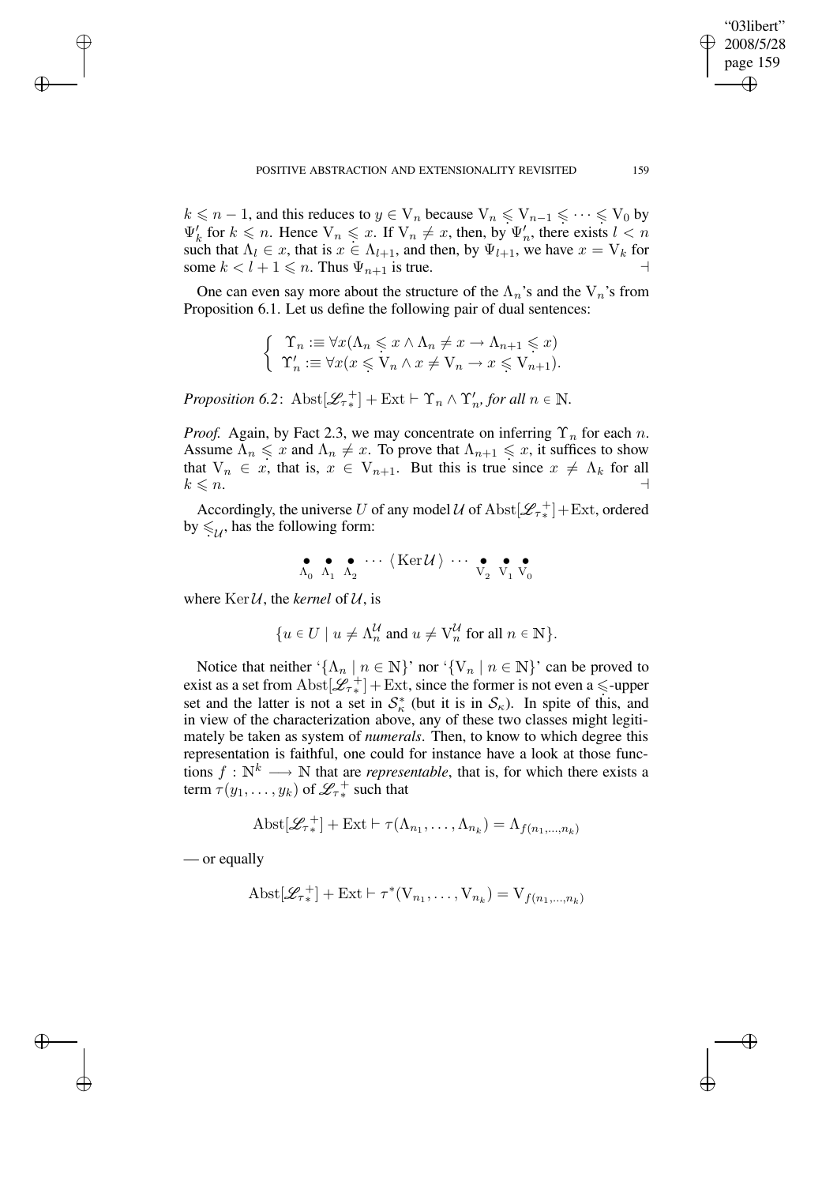$k \leqslant n-1$, and this reduces to $y \in \mathrm{V}_n$ because $\mathrm{V}_n \mathrel{\dot{\leqslant}} \mathrm{V}_{n-1} \mathrel{\dot{\leqslant}} \cdots \mathrel{\dot{\leqslant}} \mathrm{V}_0$ by $\Psi'_k$ for $k \leqslant n$. Hence $\mathrm{V}_n \mathrel{\dot{\leqslant}} x$. If $\mathrm{V}_n \neq x$, then, by $\Psi'_n$, there exists $l < n$ such that $\Lambda_l \in x$, that is $x \in \Lambda_{l+1}$, and then, by $\Psi_{l+1}$, we have $x = \mathrm{V}_k$ for some $k < l+1 \leqslant n$. Thus $\Psi_{n+1}$ is true. ⊣

One can even say more about the structure of the $\Lambda_n$'s and the $\mathrm{V}_n$'s from Proposition 6.1. Let us define the following pair of dual sentences:

$$\begin{cases} \Upsilon_n :\equiv \forall x(\Lambda_n \mathrel{\dot{\leqslant}} x \wedge \Lambda_n \neq x \rightarrow \Lambda_{n+1} \mathrel{\dot{\leqslant}} x) \\ \Upsilon'_n :\equiv \forall x(x \mathrel{\dot{\leqslant}} \mathrm{V}_n \wedge x \neq \mathrm{V}_n \rightarrow x \mathrel{\dot{\leqslant}} \mathrm{V}_{n+1}). \end{cases}$$

*Proposition 6.2*: $\mathrm{Abst}[\mathscr{L}_{\tau_*}^{+}] + \mathrm{Ext} \vdash \Upsilon_n \wedge \Upsilon'_n$, *for all* $n \in \mathbb{N}$.

*Proof.* Again, by Fact 2.3, we may concentrate on inferring $\Upsilon_n$ for each $n$. Assume $\Lambda_n \mathrel{\dot{\leqslant}} x$ and $\Lambda_n \neq x$. To prove that $\Lambda_{n+1} \mathrel{\dot{\leqslant}} x$, it suffices to show that $\mathrm{V}_n \in x$, that is, $x \in \mathrm{V}_{n+1}$. But this is true since $x \neq \Lambda_k$ for all $k \leqslant n$. ⊣

Accordingly, the universe $U$ of any model $\mathcal{U}$ of $\mathrm{Abst}[\mathscr{L}_{\tau_*}^{+}] + \mathrm{Ext}$, ordered by $\dot{\leqslant}_{\mathcal{U}}$, has the following form:

$$\underset{\Lambda_0}{\bullet} \ \underset{\Lambda_1}{\bullet} \ \underset{\Lambda_2}{\bullet} \ \cdots \ \langle \mathrm{Ker}\,\mathcal{U} \rangle \ \cdots \ \underset{\mathrm{V}_2}{\bullet} \ \underset{\mathrm{V}_1}{\bullet} \ \underset{\mathrm{V}_0}{\bullet}$$

where $\mathrm{Ker}\,\mathcal{U}$, the *kernel* of $\mathcal{U}$, is

$$\{u \in U \mid u \neq \Lambda_n^{\mathcal{U}} \text{ and } u \neq \mathrm{V}_n^{\mathcal{U}} \text{ for all } n \in \mathbb{N}\}.$$

Notice that neither '$\{\Lambda_n \mid n \in \mathbb{N}\}$' nor '$\{\mathrm{V}_n \mid n \in \mathbb{N}\}$' can be proved to exist as a set from $\mathrm{Abst}[\mathscr{L}_{\tau_*}^{+}] + \mathrm{Ext}$, since the former is not even a $\dot{\leqslant}$-upper set and the latter is not a set in $\mathcal{S}_\kappa^*$ (but it is in $\mathcal{S}_\kappa$). In spite of this, and in view of the characterization above, any of these two classes might legitimately be taken as system of *numerals*. Then, to know to which degree this representation is faithful, one could for instance have a look at those functions $f : \mathbb{N}^k \longrightarrow \mathbb{N}$ that are *representable*, that is, for which there exists a term $\tau(y_1, \ldots, y_k)$ of $\mathscr{L}_{\tau_*}^{+}$ such that

$$\mathrm{Abst}[\mathscr{L}_{\tau_*}^{+}] + \mathrm{Ext} \vdash \tau(\Lambda_{n_1}, \ldots, \Lambda_{n_k}) = \Lambda_{f(n_1,\ldots,n_k)}$$

— or equally

$$\mathrm{Abst}[\mathscr{L}_{\tau_*}^{+}] + \mathrm{Ext} \vdash \tau^*(\mathrm{V}_{n_1}, \ldots, \mathrm{V}_{n_k}) = \mathrm{V}_{f(n_1,\ldots,n_k)}$$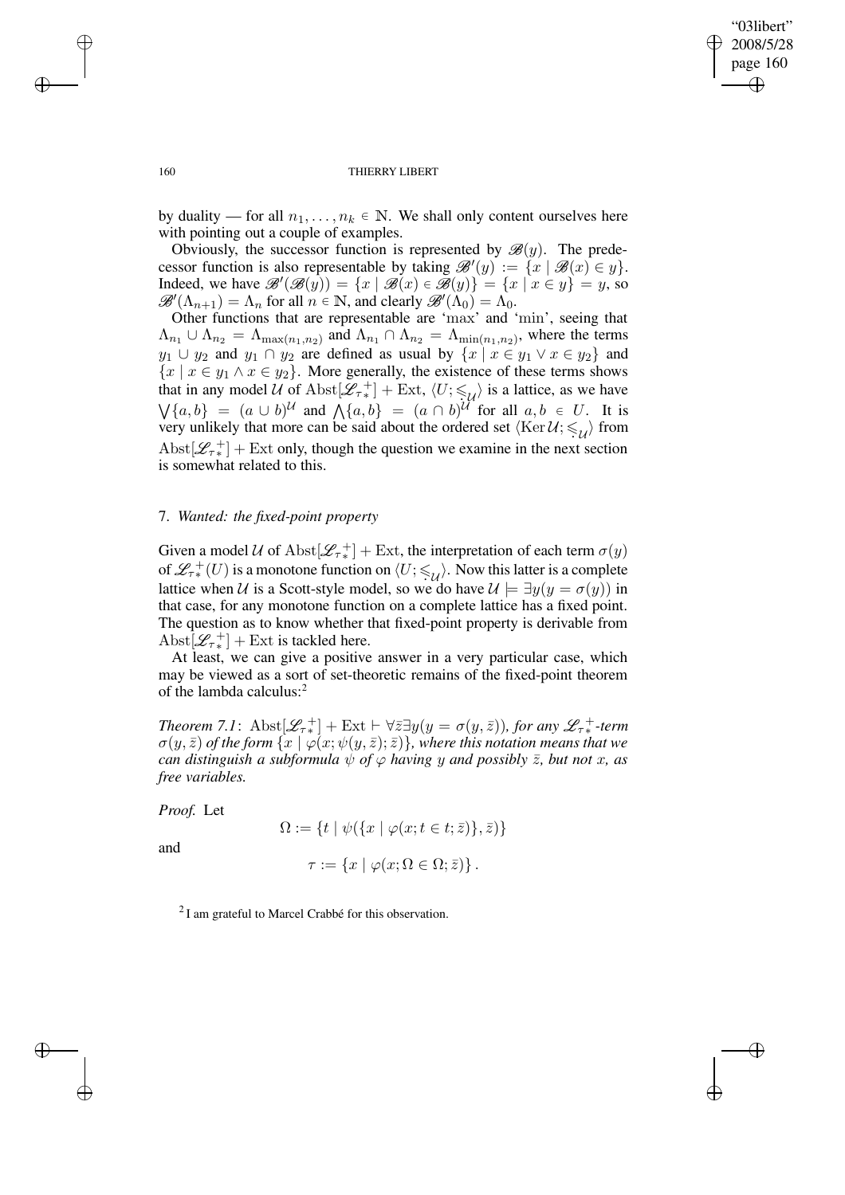by duality — for all $n_1, \ldots, n_k \in \mathbb{N}$. We shall only content ourselves here with pointing out a couple of examples.

Obviously, the successor function is represented by $\mathscr{B}(y)$. The predecessor function is also representable by taking $\mathscr{B}'(y) := \{x \mid \mathscr{B}(x) \in y\}$. Indeed, we have $\mathscr{B}'(\mathscr{B}(y)) = \{x \mid \mathscr{B}(x) \in \mathscr{B}(y)\} = \{x \mid x \in y\} = y$, so $\mathscr{B}'(\Lambda_{n+1}) = \Lambda_n$ for all $n \in \mathbb{N}$, and clearly $\mathscr{B}'(\Lambda_0) = \Lambda_0$.

Other functions that are representable are 'max' and 'min', seeing that $\Lambda_{n_1} \cup \Lambda_{n_2} = \Lambda_{\max(n_1,n_2)}$ and $\Lambda_{n_1} \cap \Lambda_{n_2} = \Lambda_{\min(n_1,n_2)}$, where the terms $y_1 \cup y_2$ and $y_1 \cap y_2$ are defined as usual by $\{x \mid x \in y_1 \vee x \in y_2\}$ and $\{x \mid x \in y_1 \wedge x \in y_2\}$. More generally, the existence of these terms shows that in any model $\mathcal{U}$ of $\mathrm{Abst}[\mathscr{L}_{\tau*}^{+}] + \mathrm{Ext}$, $\langle U; \leqslant_{\mathcal{U}} \rangle$ is a lattice, as we have $\bigvee\{a, b\} = (a \cup b)^{\mathcal{U}}$ and $\bigwedge\{a, b\} = (a \cap b)^{\mathcal{U}}$ for all $a, b \in U$. It is very unlikely that more can be said about the ordered set $\langle \mathrm{Ker}\,\mathcal{U}; \leqslant_{\mathcal{U}} \rangle$ from $\mathrm{Abst}[\mathscr{L}_{\tau*}^{+}] + \mathrm{Ext}$ only, though the question we examine in the next section is somewhat related to this.

## 7. *Wanted: the fixed-point property*

Given a model $\mathcal{U}$ of $\mathrm{Abst}[\mathscr{L}_{\tau*}^{+}] + \mathrm{Ext}$, the interpretation of each term $\sigma(y)$ of $\mathscr{L}_{\tau*}^{+}(U)$ is a monotone function on $\langle U; \leqslant_{\mathcal{U}} \rangle$. Now this latter is a complete lattice when $\mathcal{U}$ is a Scott-style model, so we do have $\mathcal{U} \models \exists y (y = \sigma(y))$ in that case, for any monotone function on a complete lattice has a fixed point. The question as to know whether that fixed-point property is derivable from $\mathrm{Abst}[\mathscr{L}_{\tau*}^{+}] + \mathrm{Ext}$ is tackled here.

At least, we can give a positive answer in a very particular case, which may be viewed as a sort of set-theoretic remains of the fixed-point theorem of the lambda calculus:[2]

*Theorem 7.1*: $\mathrm{Abst}[\mathscr{L}_{\tau*}^{+}] + \mathrm{Ext} \vdash \forall \bar{z} \exists y (y = \sigma(y, \bar{z}))$, *for any* $\mathscr{L}_{\tau*}^{+}$*-term* $\sigma(y, \bar{z})$ *of the form* $\{x \mid \varphi(x; \psi(y, \bar{z}); \bar{z})\}$, *where this notation means that we can distinguish a subformula* $\psi$ *of* $\varphi$ *having* $y$ *and possibly* $\bar{z}$, *but not* $x$, *as free variables.*

*Proof.* Let

$$\Omega := \{t \mid \psi(\{x \mid \varphi(x; t \in t; \bar{z})\}, \bar{z})\}$$

and

$$\tau := \{x \mid \varphi(x; \Omega \in \Omega; \bar{z})\}.$$

[2] I am grateful to Marcel Crabbé for this observation.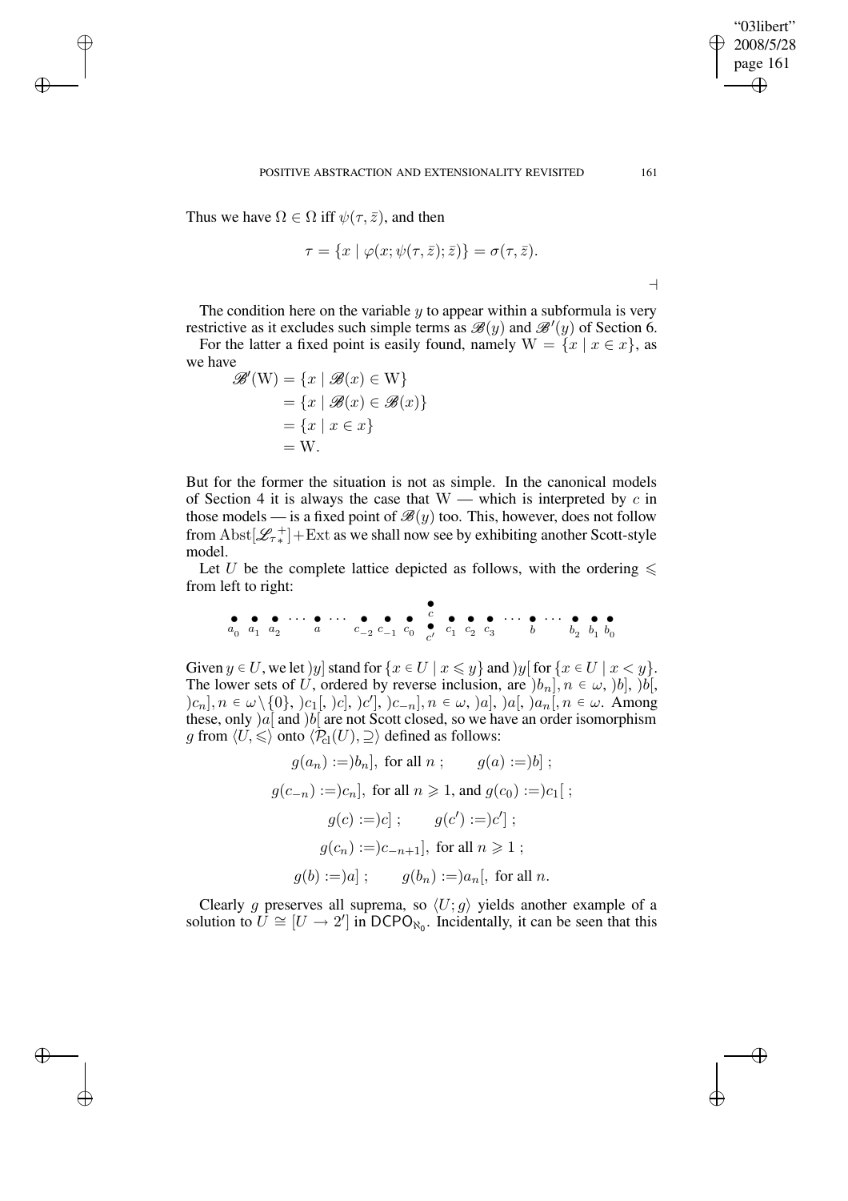Thus we have $\Omega \in \Omega$ iff $\psi(\tau, \bar{z})$, and then

$$\tau = \{x \mid \varphi(x; \psi(\tau, \bar{z}); \bar{z})\} = \sigma(\tau, \bar{z}).$$

$\dashv$

The condition here on the variable $y$ to appear within a subformula is very restrictive as it excludes such simple terms as $\mathscr{B}(y)$ and $\mathscr{B}'(y)$ of Section 6.

For the latter a fixed point is easily found, namely $\mathrm{W} = \{x \mid x \in x\}$, as we have

$$\begin{aligned}\mathscr{B}'(\mathrm{W}) &= \{x \mid \mathscr{B}(x) \in \mathrm{W}\} \\ &= \{x \mid \mathscr{B}(x) \in \mathscr{B}(x)\} \\ &= \{x \mid x \in x\} \\ &= \mathrm{W}.\end{aligned}$$

But for the former the situation is not as simple. In the canonical models of Section 4 it is always the case that W — which is interpreted by $c$ in those models — is a fixed point of $\mathscr{B}(y)$ too. This, however, does not follow from $\mathrm{Abst}[\mathscr{L}_{\tau_*}^{+}]+\mathrm{Ext}$ as we shall now see by exhibiting another Scott-style model.

Let $U$ be the complete lattice depicted as follows, with the ordering $\leqslant$ from left to right:

$$a_0 \quad a_1 \quad a_2 \quad \cdots \quad a \quad \cdots \quad c_{-2} \quad c_{-1} \quad c_0 \quad \begin{smallmatrix} c \\ c' \end{smallmatrix} \quad c_1 \quad c_2 \quad c_3 \quad \cdots \quad b \quad \cdots \quad b_2 \quad b_1 \quad b_0$$

Given $y \in U$, we let $)y]$ stand for $\{x \in U \mid x \leqslant y\}$ and $)y[$ for $\{x \in U \mid x < y\}$. The lower sets of $U$, ordered by reverse inclusion, are $)b_n], n \in \omega$, $)b]$, $)b[$, $)c_n], n \in \omega \setminus \{0\}$, $)c_1[$, $)c]$, $)c']$, $)c_{-n}], n \in \omega$, $)a]$, $)a[$, $)a_n[, n \in \omega$. Among these, only $)a[$ and $)b[$ are not Scott closed, so we have an order isomorphism $g$ from $\langle U, \leqslant \rangle$ onto $\langle \mathcal{P}_{\mathrm{cl}}(U), \supseteq \rangle$ defined as follows:

$$g(a_n) := )b_n], \text{ for all } n\ ; \qquad g(a) := )b]\ ;$$

$$g(c_{-n}) := )c_n], \text{ for all } n \geqslant 1, \text{ and } g(c_0) := )c_1[\ ;$$

$$g(c) := )c]\ ; \qquad g(c') := )c']\ ;$$

$$g(c_n) := )c_{-n+1}], \text{ for all } n \geqslant 1\ ;$$

$$g(b) := )a]\ ; \qquad g(b_n) := )a_n[, \text{ for all } n.$$

Clearly $g$ preserves all suprema, so $\langle U; g \rangle$ yields another example of a solution to $U \cong [U \to 2']$ in $\mathsf{DCPO}_{\aleph_0}$. Incidentally, it can be seen that this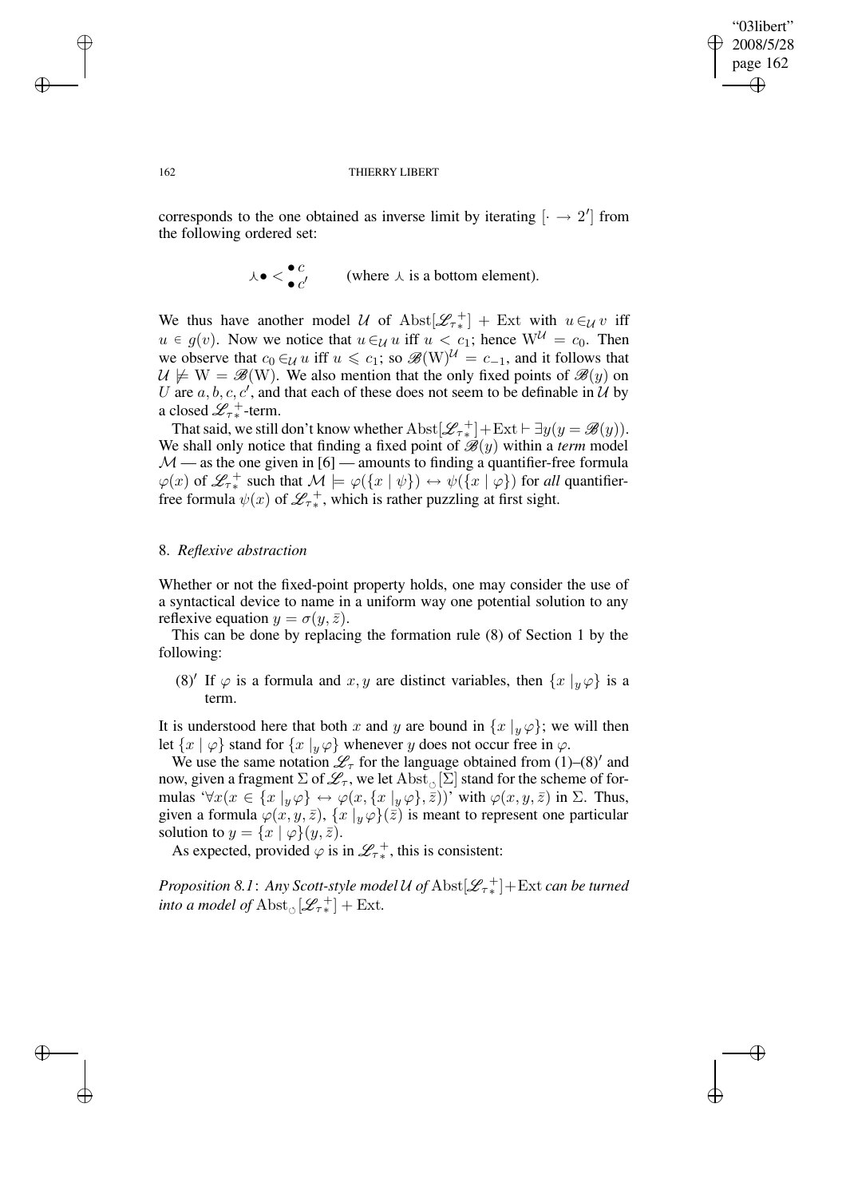corresponds to the one obtained as inverse limit by iterating $[\cdot \to 2']$ from the following ordered set:

$$\curlywedge\bullet < \begin{matrix} \bullet\, c \\ \bullet\, c' \end{matrix} \qquad \text{(where } \curlywedge \text{ is a bottom element).}$$

We thus have another model $\mathcal{U}$ of $\mathrm{Abst}[\mathscr{L}_{\tau *}^{+}] + \mathrm{Ext}$ with $u \in_{\mathcal{U}} v$ iff $u \in g(v)$. Now we notice that $u \in_{\mathcal{U}} u$ iff $u < c_1$; hence $\mathrm{W}^{\mathcal{U}} = c_0$. Then we observe that $c_0 \in_{\mathcal{U}} u$ iff $u \leqslant c_1$; so $\mathscr{B}(\mathrm{W})^{\mathcal{U}} = c_{-1}$, and it follows that $\mathcal{U} \not\models \mathrm{W} = \mathscr{B}(\mathrm{W})$. We also mention that the only fixed points of $\mathscr{B}(y)$ on $U$ are $a, b, c, c'$, and that each of these does not seem to be definable in $\mathcal{U}$ by a closed $\mathscr{L}_{\tau *}^{+}$-term.

That said, we still don't know whether $\mathrm{Abst}[\mathscr{L}_{\tau *}^{+}] + \mathrm{Ext} \vdash \exists y(y = \mathscr{B}(y))$. We shall only notice that finding a fixed point of $\mathscr{B}(y)$ within a *term* model $\mathcal{M}$ — as the one given in [6] — amounts to finding a quantifier-free formula $\varphi(x)$ of $\mathscr{L}_{\tau *}^{+}$ such that $\mathcal{M} \models \varphi(\{x \mid \psi\}) \leftrightarrow \psi(\{x \mid \varphi\})$ for *all* quantifier-free formula $\psi(x)$ of $\mathscr{L}_{\tau *}^{+}$, which is rather puzzling at first sight.

## 8. *Reflexive abstraction*

Whether or not the fixed-point property holds, one may consider the use of a syntactical device to name in a uniform way one potential solution to any reflexive equation $y = \sigma(y, \bar{z})$.

This can be done by replacing the formation rule (8) of Section 1 by the following:

(8)$'$ If $\varphi$ is a formula and $x, y$ are distinct variables, then $\{x \mid_y \varphi\}$ is a term.

It is understood here that both $x$ and $y$ are bound in $\{x \mid_y \varphi\}$; we will then let $\{x \mid \varphi\}$ stand for $\{x \mid_y \varphi\}$ whenever $y$ does not occur free in $\varphi$.

We use the same notation $\mathscr{L}_\tau$ for the language obtained from (1)–(8)$'$ and now, given a fragment $\Sigma$ of $\mathscr{L}_\tau$, we let $\mathrm{Abst}_{\circlearrowleft}[\Sigma]$ stand for the scheme of formulas '$\forall x(x \in \{x \mid_y \varphi\} \leftrightarrow \varphi(x, \{x \mid_y \varphi\}, \bar{z}))$' with $\varphi(x, y, \bar{z})$ in $\Sigma$. Thus, given a formula $\varphi(x, y, \bar{z})$, $\{x \mid_y \varphi\}(\bar{z})$ is meant to represent one particular solution to $y = \{x \mid \varphi\}(y, \bar{z})$.

As expected, provided $\varphi$ is in $\mathscr{L}_{\tau *}^{+}$, this is consistent:

*Proposition 8.1*: *Any Scott-style model $\mathcal{U}$ of $\mathrm{Abst}[\mathscr{L}_{\tau *}^{+}] + \mathrm{Ext}$ can be turned into a model of $\mathrm{Abst}_{\circlearrowleft}[\mathscr{L}_{\tau *}^{+}] + \mathrm{Ext}$.*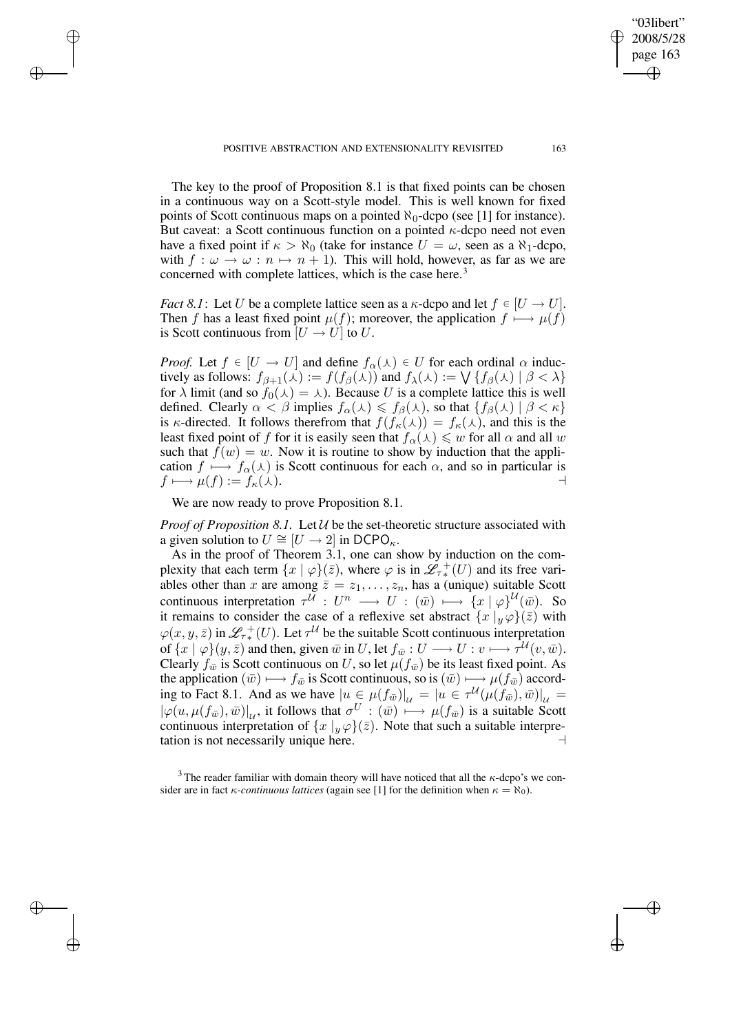The key to the proof of Proposition 8.1 is that fixed points can be chosen in a continuous way on a Scott-style model. This is well known for fixed points of Scott continuous maps on a pointed $\aleph_0$-dcpo (see [1] for instance). But caveat: a Scott continuous function on a pointed $\kappa$-dcpo need not even have a fixed point if $\kappa > \aleph_0$ (take for instance $U = \omega$, seen as a $\aleph_1$-dcpo, with $f : \omega \to \omega : n \mapsto n + 1$). This will hold, however, as far as we are concerned with complete lattices, which is the case here.[3]

*Fact 8.1*: Let $U$ be a complete lattice seen as a $\kappa$-dcpo and let $f \in [U \to U]$. Then $f$ has a least fixed point $\mu(f)$; moreover, the application $f \longmapsto \mu(f)$ is Scott continuous from $[U \to U]$ to $U$.

*Proof.* Let $f \in [U \to U]$ and define $f_\alpha(\curlywedge) \in U$ for each ordinal $\alpha$ inductively as follows: $f_{\beta+1}(\curlywedge) := f(f_\beta(\curlywedge))$ and $f_\lambda(\curlywedge) := \bigvee \{f_\beta(\curlywedge) \mid \beta < \lambda\}$ for $\lambda$ limit (and so $f_0(\curlywedge) = \curlywedge$). Because $U$ is a complete lattice this is well defined. Clearly $\alpha < \beta$ implies $f_\alpha(\curlywedge) \leqslant f_\beta(\curlywedge)$, so that $\{f_\beta(\curlywedge) \mid \beta < \kappa\}$ is $\kappa$-directed. It follows therefrom that $f(f_\kappa(\curlywedge)) = f_\kappa(\curlywedge)$, and this is the least fixed point of $f$ for it is easily seen that $f_\alpha(\curlywedge) \leqslant w$ for all $\alpha$ and all $w$ such that $f(w) = w$. Now it is routine to show by induction that the application $f \longmapsto f_\alpha(\curlywedge)$ is Scott continuous for each $\alpha$, and so in particular is $f \longmapsto \mu(f) := f_\kappa(\curlywedge)$. $\dashv$

We are now ready to prove Proposition 8.1.

*Proof of Proposition 8.1.* Let $\mathcal{U}$ be the set-theoretic structure associated with a given solution to $U \cong [U \to 2]$ in $\mathsf{DCPO}_\kappa$.

As in the proof of Theorem 3.1, one can show by induction on the complexity that each term $\{x \mid \varphi\}(\bar{z})$, where $\varphi$ is in $\mathscr{L}^+_{\tau_*}(U)$ and its free variables other than $x$ are among $\bar{z} = z_1, \dots, z_n$, has a (unique) suitable Scott continuous interpretation $\tau^{\mathcal{U}} : U^n \longrightarrow U : (\bar{w}) \longmapsto \{x \mid \varphi\}^{\mathcal{U}}(\bar{w})$. So it remains to consider the case of a reflexive set abstract $\{x \mid_y \varphi\}(\bar{z})$ with $\varphi(x, y, \bar{z})$ in $\mathscr{L}^+_{\tau_*}(U)$. Let $\tau^{\mathcal{U}}$ be the suitable Scott continuous interpretation of $\{x \mid \varphi\}(y, \bar{z})$ and then, given $\bar{w}$ in $U$, let $f_{\bar{w}} : U \longrightarrow U : v \longmapsto \tau^{\mathcal{U}}(v, \bar{w})$. Clearly $f_{\bar{w}}$ is Scott continuous on $U$, so let $\mu(f_{\bar{w}})$ be its least fixed point. As the application $(\bar{w}) \longmapsto f_{\bar{w}}$ is Scott continuous, so is $(\bar{w}) \longmapsto \mu(f_{\bar{w}})$ according to Fact 8.1. And as we have $|u \in \mu(f_{\bar{w}})|_{\mathcal{U}} = |u \in \tau^{\mathcal{U}}(\mu(f_{\bar{w}}), \bar{w})|_{\mathcal{U}} = |\varphi(u, \mu(f_{\bar{w}}), \bar{w})|_{\mathcal{U}}$, it follows that $\sigma^U : (\bar{w}) \longmapsto \mu(f_{\bar{w}})$ is a suitable Scott continuous interpretation of $\{x \mid_y \varphi\}(\bar{z})$. Note that such a suitable interpretation is not necessarily unique here. $\dashv$

[3] The reader familiar with domain theory will have noticed that all the $\kappa$-dcpo's we consider are in fact $\kappa$-*continuous lattices* (again see [1] for the definition when $\kappa = \aleph_0$).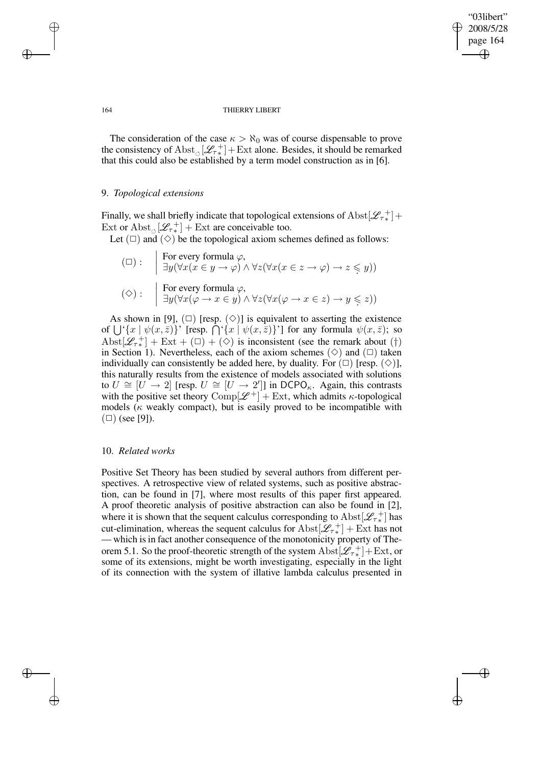The consideration of the case $\kappa > \aleph_0$ was of course dispensable to prove the consistency of $\mathrm{Abst}_{\circlearrowleft}[\mathscr{L}_{\tau_*}^{\,+}] + \mathrm{Ext}$ alone. Besides, it should be remarked that this could also be established by a term model construction as in [6].

## 9. *Topological extensions*

Finally, we shall briefly indicate that topological extensions of $\mathrm{Abst}[\mathscr{L}_{\tau_*}^{\,+}] + \mathrm{Ext}$ or $\mathrm{Abst}_{\circlearrowleft}[\mathscr{L}_{\tau_*}^{\,+}] + \mathrm{Ext}$ are conceivable too.

Let $(\square)$ and $(\diamond)$ be the topological axiom schemes defined as follows:

$(\square)$ : For every formula $\varphi$,
$$\exists y(\forall x(x \in y \to \varphi) \wedge \forall z(\forall x(x \in z \to \varphi) \to z \leqslant y))$$

$(\diamond)$ : For every formula $\varphi$,
$$\exists y(\forall x(\varphi \to x \in y) \wedge \forall z(\forall x(\varphi \to x \in z) \to y \leqslant z))$$

As shown in [9], $(\square)$ [resp. $(\diamond)$] is equivalent to asserting the existence of '$\bigcup\{x \mid \psi(x, \bar{z})\}$' [resp. '$\bigcap\{x \mid \psi(x, \bar{z})\}$'] for any formula $\psi(x, \bar{z})$; so $\mathrm{Abst}[\mathscr{L}_{\tau_*}^{\,+}] + \mathrm{Ext} + (\square) + (\diamond)$ is inconsistent (see the remark about $(\dagger)$ in Section 1). Nevertheless, each of the axiom schemes $(\diamond)$ and $(\square)$ taken individually can consistently be added here, by duality. For $(\square)$ [resp. $(\diamond)$], this naturally results from the existence of models associated with solutions to $U \cong [U \to 2]$ [resp. $U \cong [U \to 2']$] in $\mathsf{DCPO}_\kappa$. Again, this contrasts with the positive set theory $\mathrm{Comp}[\mathscr{L}^+] + \mathrm{Ext}$, which admits $\kappa$-topological models ($\kappa$ weakly compact), but is easily proved to be incompatible with $(\square)$ (see [9]).

## 10. *Related works*

Positive Set Theory has been studied by several authors from different perspectives. A retrospective view of related systems, such as positive abstraction, can be found in [7], where most results of this paper first appeared. A proof theoretic analysis of positive abstraction can also be found in [2], where it is shown that the sequent calculus corresponding to $\mathrm{Abst}[\mathscr{L}_{\tau_*}^{\,+}]$ has cut-elimination, whereas the sequent calculus for $\mathrm{Abst}[\mathscr{L}_{\tau_*}^{\,+}] + \mathrm{Ext}$ has not — which is in fact another consequence of the monotonicity property of Theorem 5.1. So the proof-theoretic strength of the system $\mathrm{Abst}[\mathscr{L}_{\tau_*}^{\,+}] + \mathrm{Ext}$, or some of its extensions, might be worth investigating, especially in the light of its connection with the system of illative lambda calculus presented in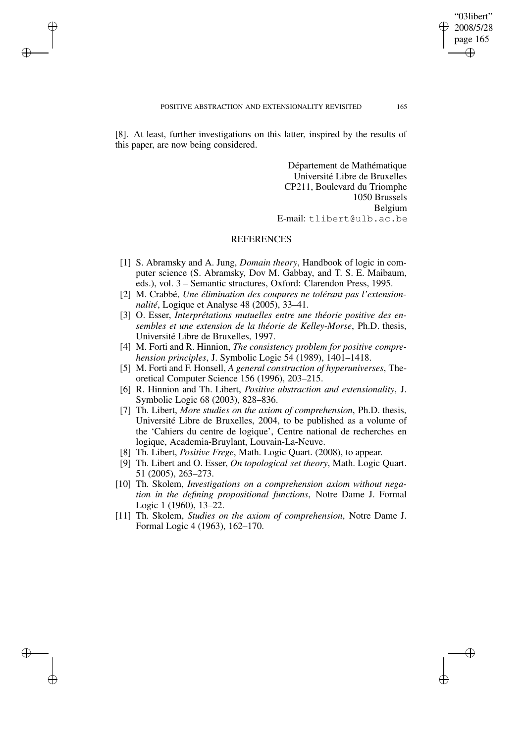[8]. At least, further investigations on this latter, inspired by the results of this paper, are now being considered.

Département de Mathématique
Université Libre de Bruxelles
CP211, Boulevard du Triomphe
1050 Brussels
Belgium
E-mail: `tlibert@ulb.ac.be`

## REFERENCES

[1] S. Abramsky and A. Jung, *Domain theory*, Handbook of logic in computer science (S. Abramsky, Dov M. Gabbay, and T. S. E. Maibaum, eds.), vol. 3 – Semantic structures, Oxford: Clarendon Press, 1995.

[2] M. Crabbé, *Une élimination des coupures ne tolérant pas l'extensionnalité*, Logique et Analyse 48 (2005), 33–41.

[3] O. Esser, *Interprétations mutuelles entre une théorie positive des ensembles et une extension de la théorie de Kelley-Morse*, Ph.D. thesis, Université Libre de Bruxelles, 1997.

[4] M. Forti and R. Hinnion, *The consistency problem for positive comprehension principles*, J. Symbolic Logic 54 (1989), 1401–1418.

[5] M. Forti and F. Honsell, *A general construction of hyperuniverses*, Theoretical Computer Science 156 (1996), 203–215.

[6] R. Hinnion and Th. Libert, *Positive abstraction and extensionality*, J. Symbolic Logic 68 (2003), 828–836.

[7] Th. Libert, *More studies on the axiom of comprehension*, Ph.D. thesis, Université Libre de Bruxelles, 2004, to be published as a volume of the 'Cahiers du centre de logique', Centre national de recherches en logique, Academia-Bruylant, Louvain-La-Neuve.

[8] Th. Libert, *Positive Frege*, Math. Logic Quart. (2008), to appear.

[9] Th. Libert and O. Esser, *On topological set theory*, Math. Logic Quart. 51 (2005), 263–273.

[10] Th. Skolem, *Investigations on a comprehension axiom without negation in the defining propositional functions*, Notre Dame J. Formal Logic 1 (1960), 13–22.

[11] Th. Skolem, *Studies on the axiom of comprehension*, Notre Dame J. Formal Logic 4 (1963), 162–170.